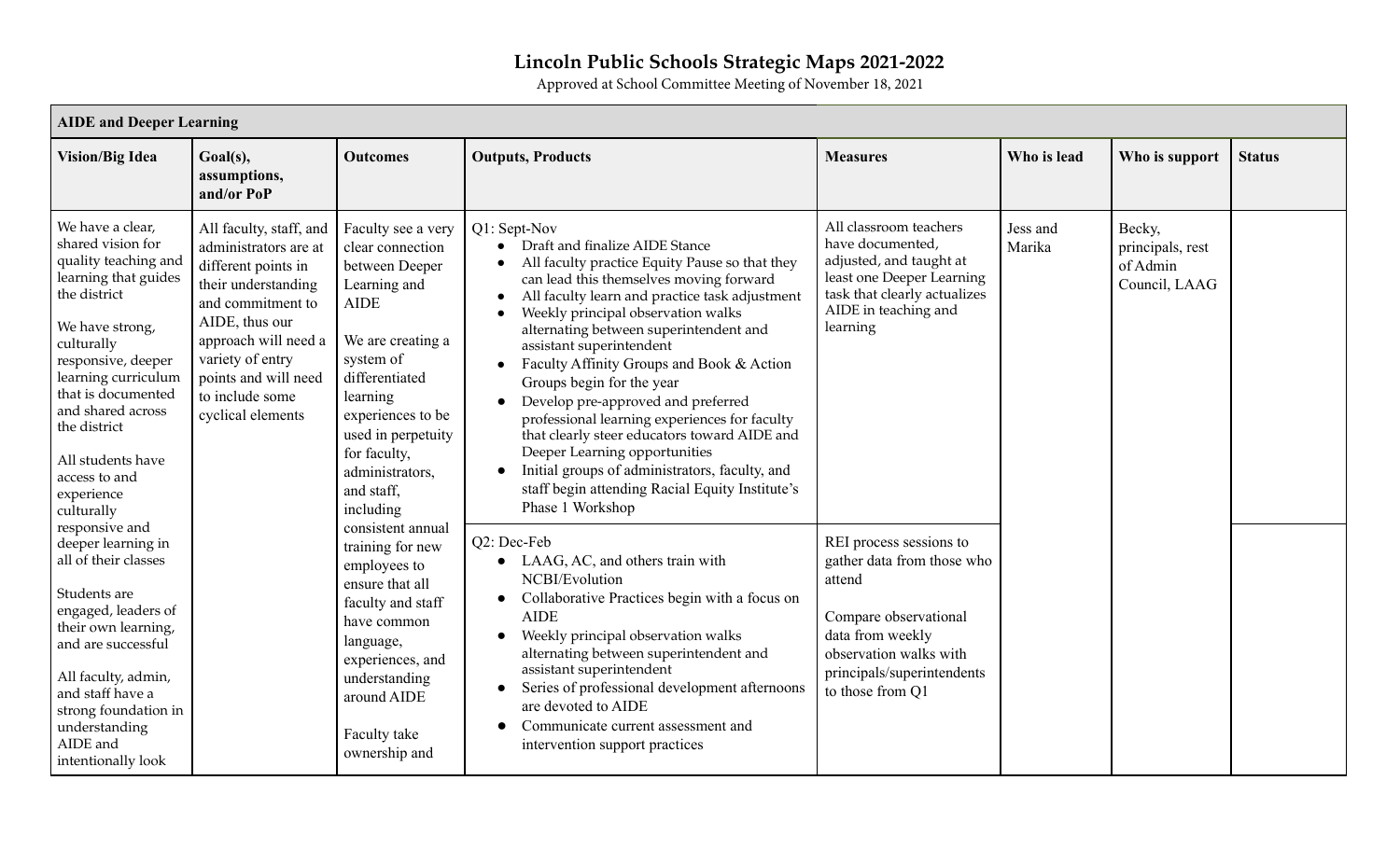# Lincoln Public Schools Strategic Maps 2021-2022

Approved at School Committee Meeting of November 18, 2021

| **AIDE and Deeper Learning** | | | | | | | |
|---|---|---|---|---|---|---|---|
| **Vision/Big Idea** | **Goal(s), assumptions, and/or PoP** | **Outcomes** | **Outputs, Products** | **Measures** | **Who is lead** | **Who is support** | **Status** |
| We have a clear, shared vision for quality teaching and learning that guides the district<br><br>We have strong, culturally responsive, deeper learning curriculum that is documented and shared across the district<br><br>All students have access to and experience culturally responsive and deeper learning in all of their classes<br><br>Students are engaged, leaders of their own learning, and are successful<br><br>All faculty, admin, and staff have a strong foundation in understanding AIDE and intentionally look | All faculty, staff, and administrators are at different points in their understanding and commitment to AIDE, thus our approach will need a variety of entry points and will need to include some cyclical elements | Faculty see a very clear connection between Deeper Learning and AIDE<br><br>We are creating a system of differentiated learning experiences to be used in perpetuity for faculty, administrators, and staff, including consistent annual training for new employees to ensure that all faculty and staff have common language, experiences, and understanding around AIDE<br><br>Faculty take ownership and | Q1: Sept-Nov<br>• Draft and finalize AIDE Stance<br>• All faculty practice Equity Pause so that they can lead this themselves moving forward<br>• All faculty learn and practice task adjustment<br>• Weekly principal observation walks alternating between superintendent and assistant superintendent<br>• Faculty Affinity Groups and Book & Action Groups begin for the year<br>• Develop pre-approved and preferred professional learning experiences for faculty that clearly steer educators toward AIDE and Deeper Learning opportunities<br>• Initial groups of administrators, faculty, and staff begin attending Racial Equity Institute's Phase 1 Workshop | All classroom teachers have documented, adjusted, and taught at least one Deeper Learning task that clearly actualizes AIDE in teaching and learning | Jess and Marika | Becky, principals, rest of Admin Council, LAAG | |
| | | | Q2: Dec-Feb<br>• LAAG, AC, and others train with NCBI/Evolution<br>• Collaborative Practices begin with a focus on AIDE<br>• Weekly principal observation walks alternating between superintendent and assistant superintendent<br>• Series of professional development afternoons are devoted to AIDE<br>• Communicate current assessment and intervention support practices | REI process sessions to gather data from those who attend<br><br>Compare observational data from weekly observation walks with principals/superintendents to those from Q1 | | | |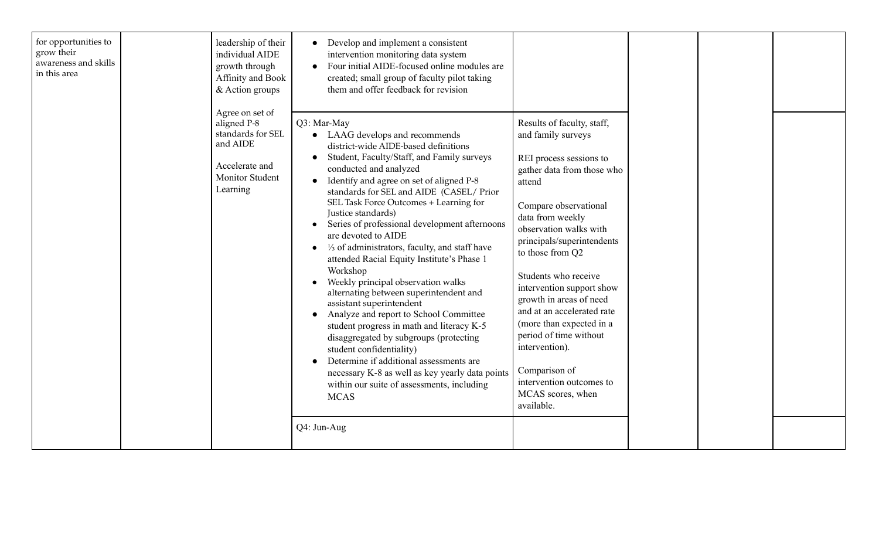| | | | | | | | |
|---|---|---|---|---|---|---|---|
| for opportunities to grow their awareness and skills in this area | | leadership of their individual AIDE growth through Affinity and Book & Action groups<br><br>Agree on set of aligned P-8 standards for SEL and AIDE<br><br>Accelerate and Monitor Student Learning | • Develop and implement a consistent intervention monitoring data system<br>• Four initial AIDE-focused online modules are created; small group of faculty pilot taking them and offer feedback for revision | | | | |
| | | | Q3: Mar-May<br>• LAAG develops and recommends district-wide AIDE-based definitions<br>• Student, Faculty/Staff, and Family surveys conducted and analyzed<br>• Identify and agree on set of aligned P-8 standards for SEL and AIDE (CASEL/ Prior SEL Task Force Outcomes + Learning for Justice standards)<br>• Series of professional development afternoons are devoted to AIDE<br>• ⅓ of administrators, faculty, and staff have attended Racial Equity Institute's Phase 1 Workshop<br>• Weekly principal observation walks alternating between superintendent and assistant superintendent<br>• Analyze and report to School Committee student progress in math and literacy K-5 disaggregated by subgroups (protecting student confidentiality)<br>• Determine if additional assessments are necessary K-8 as well as key yearly data points within our suite of assessments, including MCAS | Results of faculty, staff, and family surveys<br><br>REI process sessions to gather data from those who attend<br><br>Compare observational data from weekly observation walks with principals/superintendents to those from Q2<br><br>Students who receive intervention support show growth in areas of need and at an accelerated rate (more than expected in a period of time without intervention).<br><br>Comparison of intervention outcomes to MCAS scores, when available. | | | |
| | | | Q4: Jun-Aug | | | | |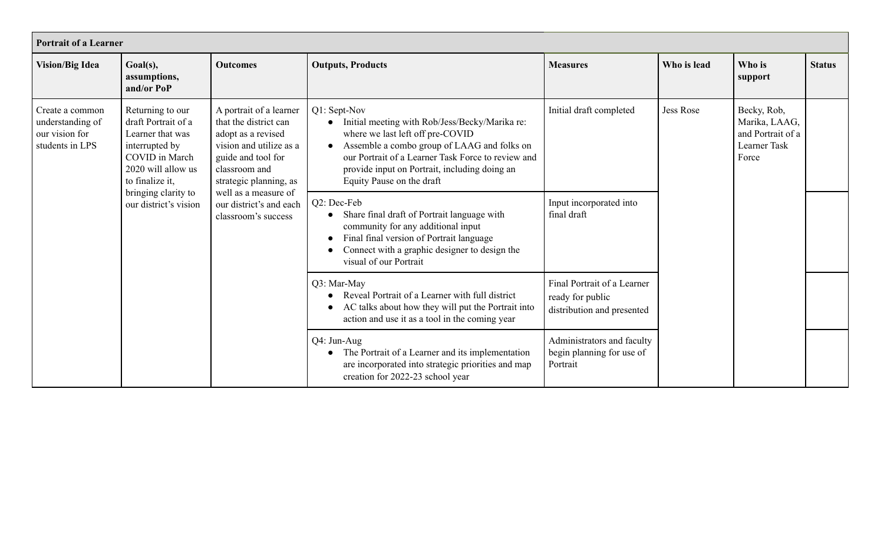| Portrait of a Learner | | | | | | | |
|---|---|---|---|---|---|---|---|
| **Vision/Big Idea** | **Goal(s), assumptions, and/or PoP** | **Outcomes** | **Outputs, Products** | **Measures** | **Who is lead** | **Who is support** | **Status** |
| Create a common understanding of our vision for students in LPS | Returning to our draft Portrait of a Learner that was interrupted by COVID in March 2020 will allow us to finalize it, bringing clarity to our district's vision | A portrait of a learner that the district can adopt as a revised vision and utilize as a guide and tool for classroom and strategic planning, as well as a measure of our district's and each classroom's success | Q1: Sept-Nov<br>• Initial meeting with Rob/Jess/Becky/Marika re: where we last left off pre-COVID<br>• Assemble a combo group of LAAG and folks on our Portrait of a Learner Task Force to review and provide input on Portrait, including doing an Equity Pause on the draft | Initial draft completed | Jess Rose | Becky, Rob, Marika, LAAG, and Portrait of a Learner Task Force | |
| | | | Q2: Dec-Feb<br>• Share final draft of Portrait language with community for any additional input<br>• Final final version of Portrait language<br>• Connect with a graphic designer to design the visual of our Portrait | Input incorporated into final draft | | | |
| | | | Q3: Mar-May<br>• Reveal Portrait of a Learner with full district<br>• AC talks about how they will put the Portrait into action and use it as a tool in the coming year | Final Portrait of a Learner ready for public distribution and presented | | | |
| | | | Q4: Jun-Aug<br>• The Portrait of a Learner and its implementation are incorporated into strategic priorities and map creation for 2022-23 school year | Administrators and faculty begin planning for use of Portrait | | | |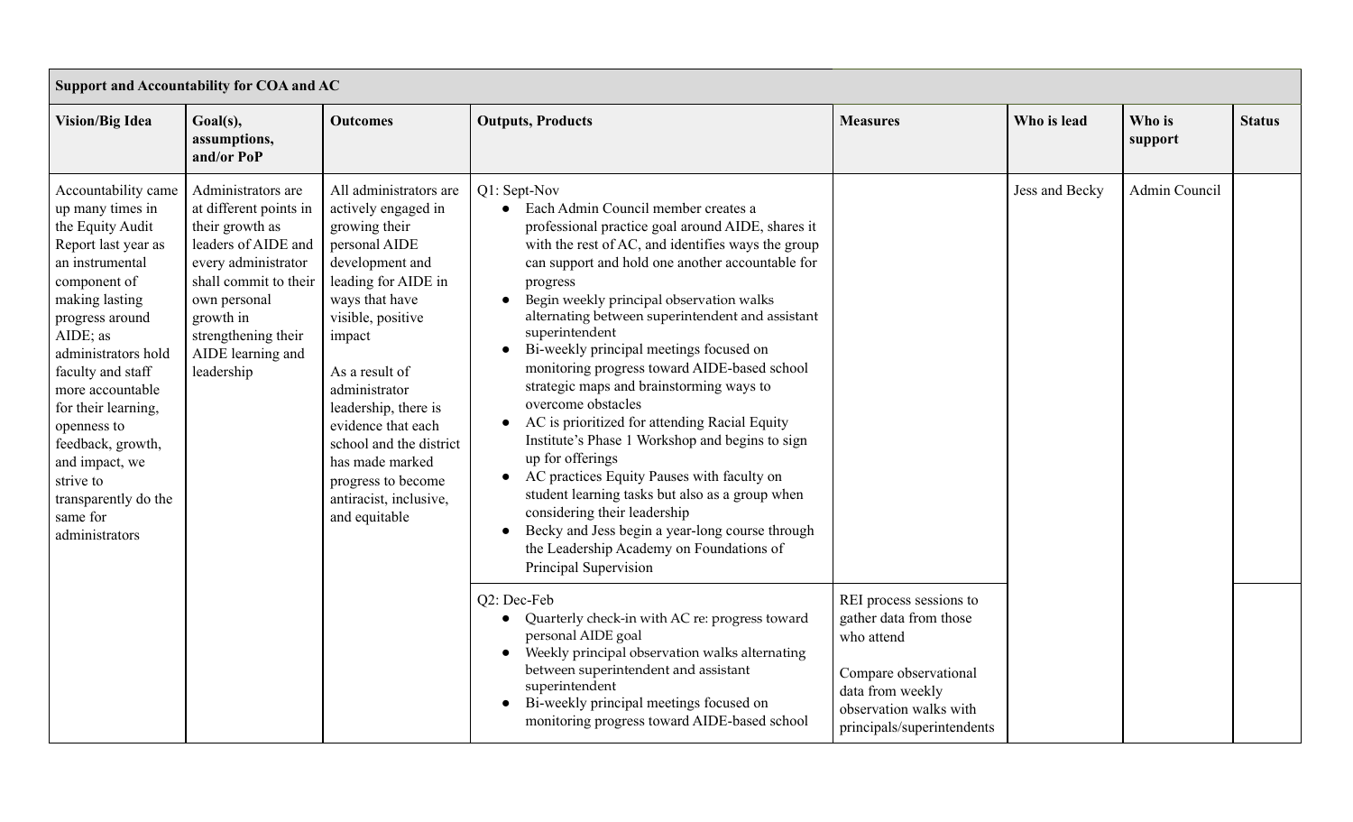| Support and Accountability for COA and AC | | | | | | | |
|---|---|---|---|---|---|---|---|
| **Vision/Big Idea** | **Goal(s), assumptions, and/or PoP** | **Outcomes** | **Outputs, Products** | **Measures** | **Who is lead** | **Who is support** | **Status** |
| Accountability came up many times in the Equity Audit Report last year as an instrumental component of making lasting progress around AIDE; as administrators hold faculty and staff more accountable for their learning, openness to feedback, growth, and impact, we strive to transparently do the same for administrators | Administrators are at different points in their growth as leaders of AIDE and every administrator shall commit to their own personal growth in strengthening their AIDE learning and leadership | All administrators are actively engaged in growing their personal AIDE development and leading for AIDE in ways that have visible, positive impact<br><br>As a result of administrator leadership, there is evidence that each school and the district has made marked progress to become antiracist, inclusive, and equitable | Q1: Sept-Nov<br>• Each Admin Council member creates a professional practice goal around AIDE, shares it with the rest of AC, and identifies ways the group can support and hold one another accountable for progress<br>• Begin weekly principal observation walks alternating between superintendent and assistant superintendent<br>• Bi-weekly principal meetings focused on monitoring progress toward AIDE-based school strategic maps and brainstorming ways to overcome obstacles<br>• AC is prioritized for attending Racial Equity Institute's Phase 1 Workshop and begins to sign up for offerings<br>• AC practices Equity Pauses with faculty on student learning tasks but also as a group when considering their leadership<br>• Becky and Jess begin a year-long course through the Leadership Academy on Foundations of Principal Supervision | | Jess and Becky | Admin Council | |
| | | | Q2: Dec-Feb<br>• Quarterly check-in with AC re: progress toward personal AIDE goal<br>• Weekly principal observation walks alternating between superintendent and assistant superintendent<br>• Bi-weekly principal meetings focused on monitoring progress toward AIDE-based school | REI process sessions to gather data from those who attend<br><br>Compare observational data from weekly observation walks with principals/superintendents | | | |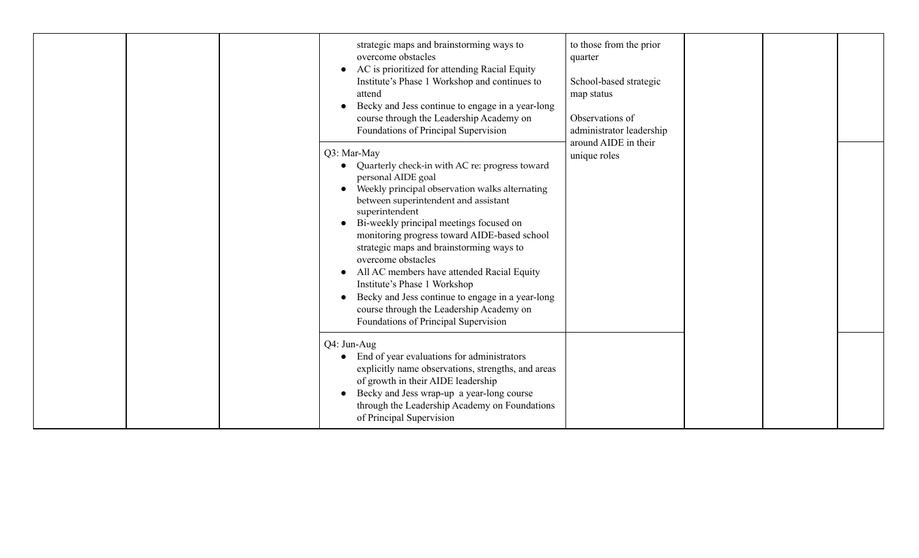| | | | | | | | |
|---|---|---|---|---|---|---|---|
| | | | strategic maps and brainstorming ways to overcome obstacles<br>● AC is prioritized for attending Racial Equity Institute's Phase 1 Workshop and continues to attend<br>● Becky and Jess continue to engage in a year-long course through the Leadership Academy on Foundations of Principal Supervision | to those from the prior quarter<br><br>School-based strategic map status<br><br>Observations of administrator leadership around AIDE in their unique roles | | | |
| | | | Q3: Mar-May<br>● Quarterly check-in with AC re: progress toward personal AIDE goal<br>● Weekly principal observation walks alternating between superintendent and assistant superintendent<br>● Bi-weekly principal meetings focused on monitoring progress toward AIDE-based school strategic maps and brainstorming ways to overcome obstacles<br>● All AC members have attended Racial Equity Institute's Phase 1 Workshop<br>● Becky and Jess continue to engage in a year-long course through the Leadership Academy on Foundations of Principal Supervision | | | | |
| | | | Q4: Jun-Aug<br>● End of year evaluations for administrators explicitly name observations, strengths, and areas of growth in their AIDE leadership<br>● Becky and Jess wrap-up a year-long course through the Leadership Academy on Foundations of Principal Supervision | | | | |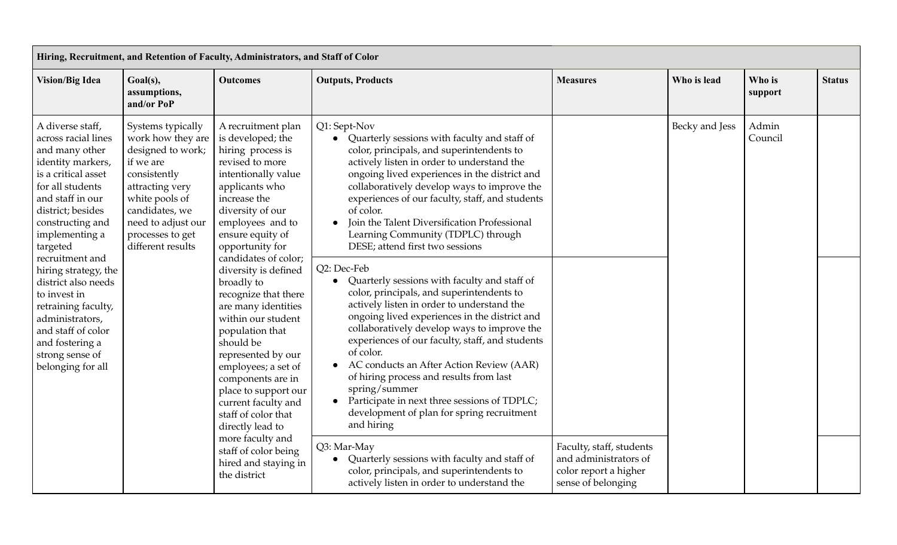| Hiring, Recruitment, and Retention of Faculty, Administrators, and Staff of Color | | | | | | | |
|---|---|---|---|---|---|---|---|
| **Vision/Big Idea** | **Goal(s), assumptions, and/or PoP** | **Outcomes** | **Outputs, Products** | **Measures** | **Who is lead** | **Who is support** | **Status** |
| A diverse staff, across racial lines and many other identity markers, is a critical asset for all students and staff in our district; besides constructing and implementing a targeted recruitment and hiring strategy, the district also needs to invest in retraining faculty, administrators, and staff of color and fostering a strong sense of belonging for all | Systems typically work how they are designed to work; if we are consistently attracting very white pools of candidates, we need to adjust our processes to get different results | A recruitment plan is developed; the hiring process is revised to more intentionally value applicants who increase the diversity of our employees and to ensure equity of opportunity for candidates of color; diversity is defined broadly to recognize that there are many identities within our student population that should be represented by our employees; a set of components are in place to support our current faculty and staff of color that directly lead to more faculty and staff of color being hired and staying in the district | Q1: Sept-Nov<br>• Quarterly sessions with faculty and staff of color, principals, and superintendents to actively listen in order to understand the ongoing lived experiences in the district and collaboratively develop ways to improve the experiences of our faculty, staff, and students of color.<br>• Join the Talent Diversification Professional Learning Community (TDPLC) through DESE; attend first two sessions | | Becky and Jess | Admin Council | |
| | | | Q2: Dec-Feb<br>• Quarterly sessions with faculty and staff of color, principals, and superintendents to actively listen in order to understand the ongoing lived experiences in the district and collaboratively develop ways to improve the experiences of our faculty, staff, and students of color.<br>• AC conducts an After Action Review (AAR) of hiring process and results from last spring/summer<br>• Participate in next three sessions of TDPLC; development of plan for spring recruitment and hiring | | | | |
| | | | Q3: Mar-May<br>• Quarterly sessions with faculty and staff of color, principals, and superintendents to actively listen in order to understand the | Faculty, staff, students and administrators of color report a higher sense of belonging | | | |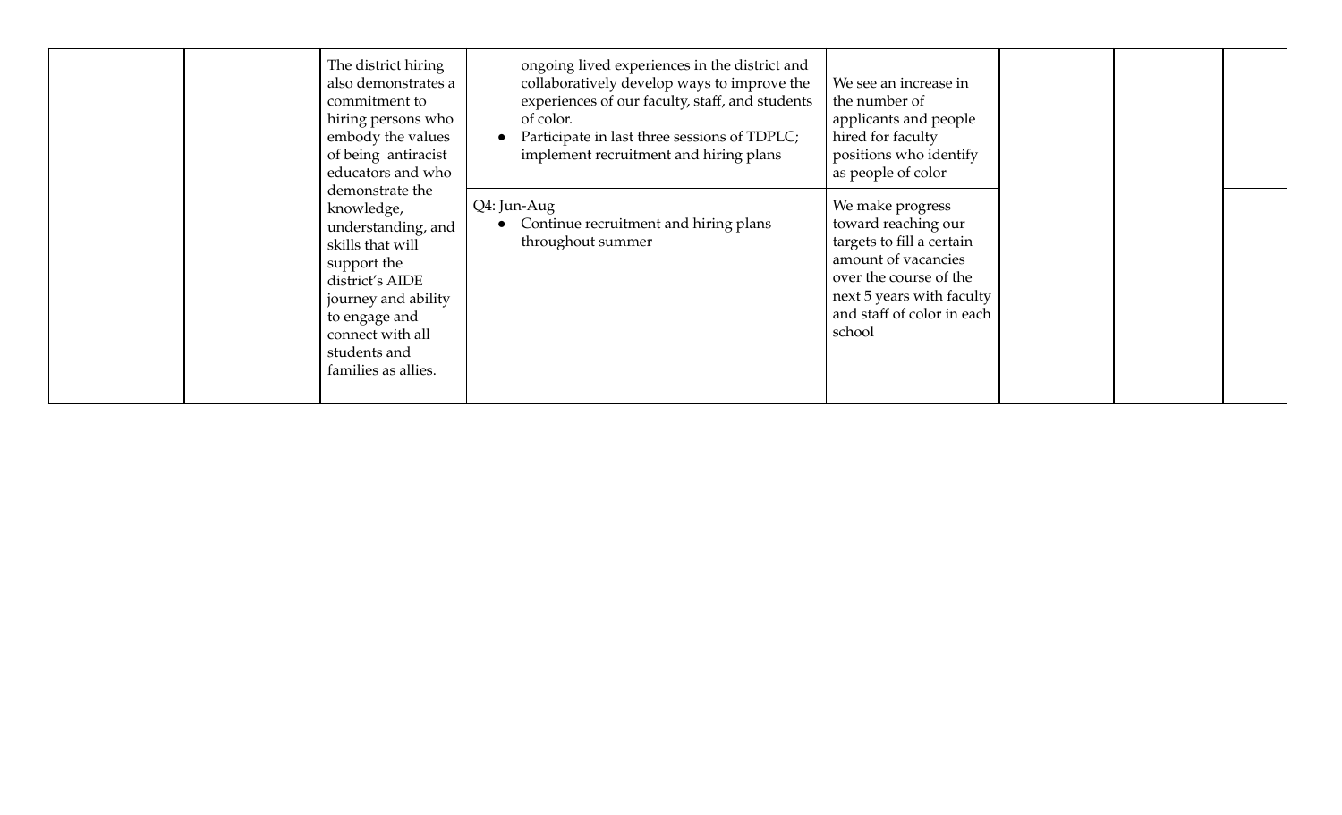| | | | | | | | |
|---|---|---|---|---|---|---|---|
| | | The district hiring also demonstrates a commitment to hiring persons who embody the values of being antiracist educators and who demonstrate the knowledge, understanding, and skills that will support the district's AIDE journey and ability to engage and connect with all students and families as allies. | ongoing lived experiences in the district and collaboratively develop ways to improve the experiences of our faculty, staff, and students of color.<br>• Participate in last three sessions of TDPLC; implement recruitment and hiring plans | We see an increase in the number of applicants and people hired for faculty positions who identify as people of color | | | |
| | | | Q4: Jun-Aug<br>• Continue recruitment and hiring plans throughout summer | We make progress toward reaching our targets to fill a certain amount of vacancies over the course of the next 5 years with faculty and staff of color in each school | | | |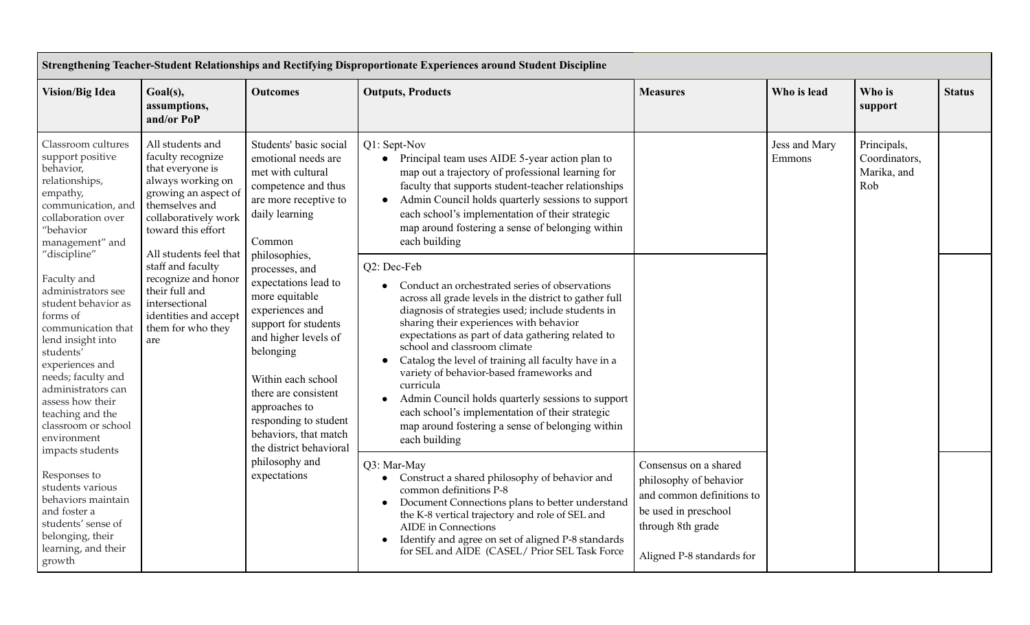| Strengthening Teacher-Student Relationships and Rectifying Disproportionate Experiences around Student Discipline | | | | | | | |
|---|---|---|---|---|---|---|---|
| **Vision/Big Idea** | **Goal(s), assumptions, and/or PoP** | **Outcomes** | **Outputs, Products** | **Measures** | **Who is lead** | **Who is support** | **Status** |
| Classroom cultures support positive behavior, relationships, empathy, communication, and collaboration over "behavior management" and "discipline"<br><br>Faculty and administrators see student behavior as forms of communication that lend insight into students' experiences and needs; faculty and administrators can assess how their teaching and the classroom or school environment impacts students<br><br>Responses to students various behaviors maintain and foster a students' sense of belonging, their learning, and their growth | All students and faculty recognize that everyone is always working on growing an aspect of themselves and collaboratively work toward this effort<br><br>All students feel that staff and faculty recognize and honor their full and intersectional identities and accept them for who they are | Students' basic social emotional needs are met with cultural competence and thus are more receptive to daily learning<br><br>Common philosophies, processes, and expectations lead to more equitable experiences and support for students and higher levels of belonging<br><br>Within each school there are consistent approaches to responding to student behaviors, that match the district behavioral philosophy and expectations | Q1: Sept-Nov<br>• Principal team uses AIDE 5-year action plan to map out a trajectory of professional learning for faculty that supports student-teacher relationships<br>• Admin Council holds quarterly sessions to support each school's implementation of their strategic map around fostering a sense of belonging within each building | | Jess and Mary Emmons | Principals, Coordinators, Marika, and Rob | |
| | | | Q2: Dec-Feb<br>• Conduct an orchestrated series of observations across all grade levels in the district to gather full diagnosis of strategies used; include students in sharing their experiences with behavior expectations as part of data gathering related to school and classroom climate<br>• Catalog the level of training all faculty have in a variety of behavior-based frameworks and curricula<br>• Admin Council holds quarterly sessions to support each school's implementation of their strategic map around fostering a sense of belonging within each building | | | | |
| | | | Q3: Mar-May<br>• Construct a shared philosophy of behavior and common definitions P-8<br>• Document Connections plans to better understand the K-8 vertical trajectory and role of SEL and AIDE in Connections<br>• Identify and agree on set of aligned P-8 standards for SEL and AIDE (CASEL/ Prior SEL Task Force | Consensus on a shared philosophy of behavior and common definitions to be used in preschool through 8th grade<br><br>Aligned P-8 standards for | | | |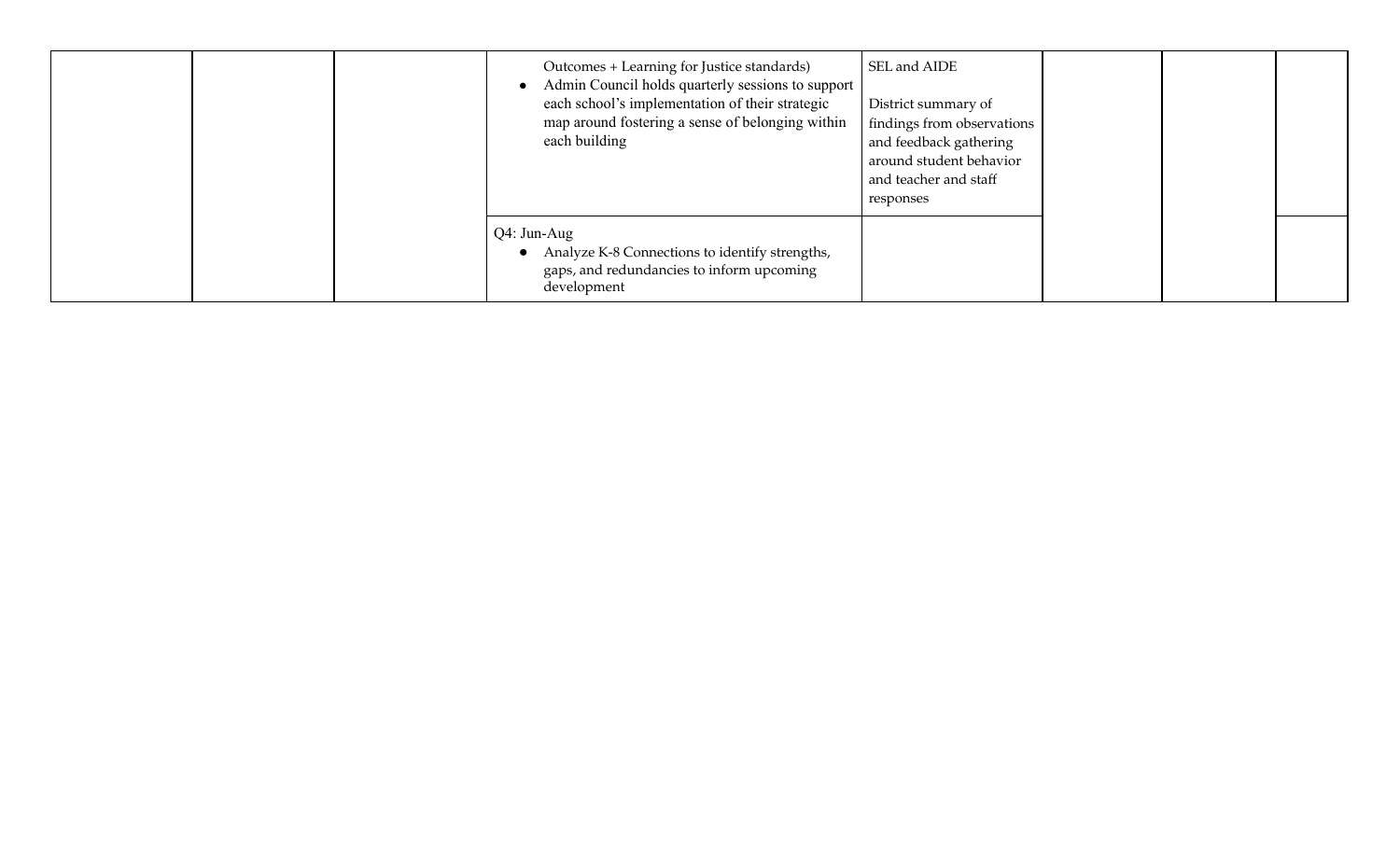| | | | | | | | |
|---|---|---|---|---|---|---|---|
| | | | Outcomes + Learning for Justice standards)<br>• Admin Council holds quarterly sessions to support each school's implementation of their strategic map around fostering a sense of belonging within each building | SEL and AIDE<br><br>District summary of findings from observations and feedback gathering around student behavior and teacher and staff responses | | | |
| | | | Q4: Jun-Aug<br>• Analyze K-8 Connections to identify strengths, gaps, and redundancies to inform upcoming development | | | | |